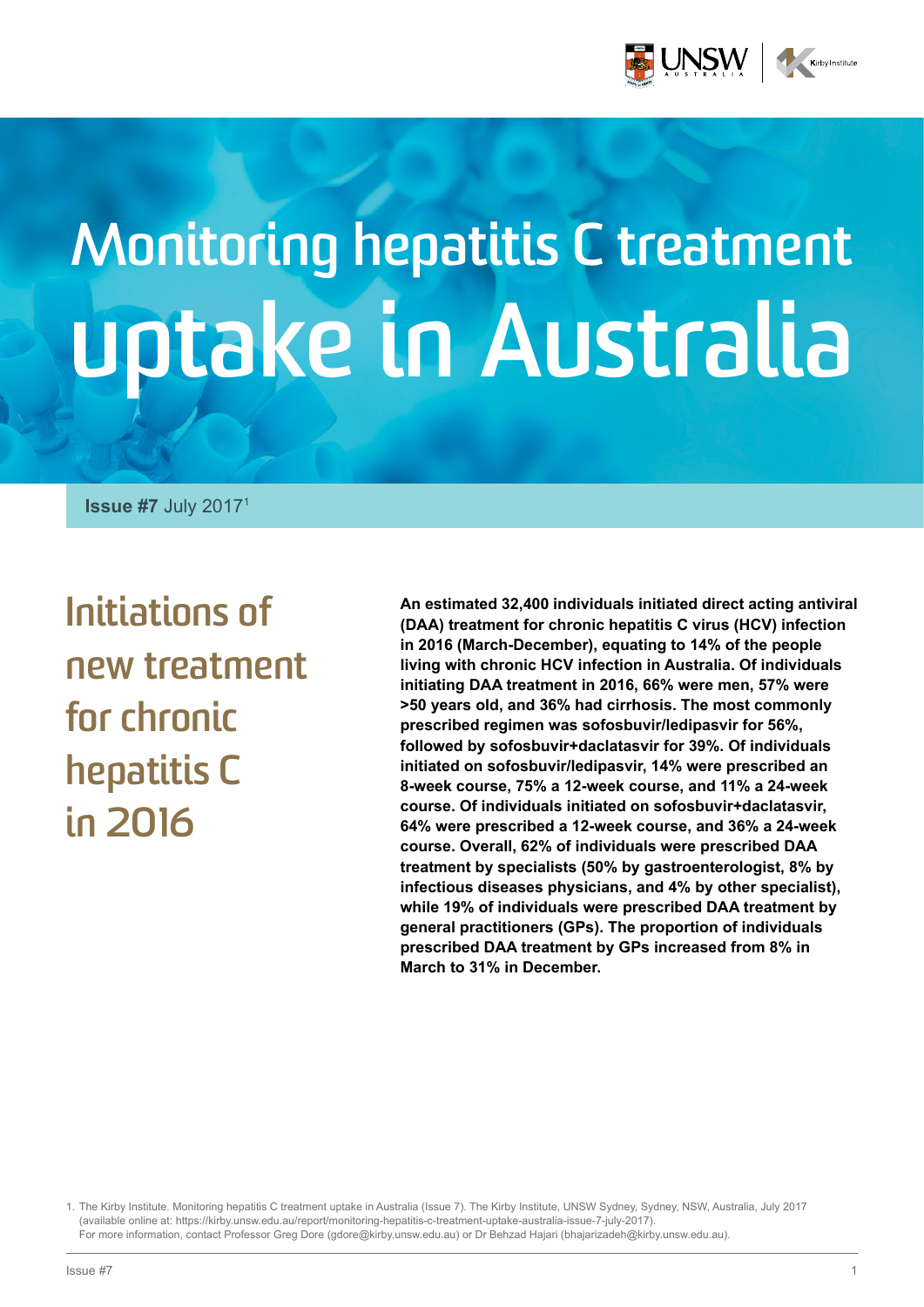# Monitoring hepatitis C treatment uptake in Australia

**Issue #7** July 2017[1]

## Initiations of new treatment for chronic hepatitis C in 2016

**An estimated 32,400 individuals initiated direct acting antiviral (DAA) treatment for chronic hepatitis C virus (HCV) infection in 2016 (March-December), equating to 14% of the people living with chronic HCV infection in Australia. Of individuals initiating DAA treatment in 2016, 66% were men, 57% were >50 years old, and 36% had cirrhosis. The most commonly prescribed regimen was sofosbuvir/ledipasvir for 56%, followed by sofosbuvir+daclatasvir for 39%. Of individuals initiated on sofosbuvir/ledipasvir, 14% were prescribed an 8-week course, 75% a 12-week course, and 11% a 24-week course. Of individuals initiated on sofosbuvir+daclatasvir, 64% were prescribed a 12-week course, and 36% a 24-week course. Overall, 62% of individuals were prescribed DAA treatment by specialists (50% by gastroenterologist, 8% by infectious diseases physicians, and 4% by other specialist), while 19% of individuals were prescribed DAA treatment by general practitioners (GPs). The proportion of individuals prescribed DAA treatment by GPs increased from 8% in March to 31% in December.**

1. The Kirby Institute. Monitoring hepatitis C treatment uptake in Australia (Issue 7). The Kirby Institute, UNSW Sydney, Sydney, NSW, Australia, July 2017 (available online at: https://kirby.unsw.edu.au/report/monitoring-hepatitis-c-treatment-uptake-australia-issue-7-july-2017).
For more information, contact Professor Greg Dore (gdore@kirby.unsw.edu.au) or Dr Behzad Hajari (bhajarizadeh@kirby.unsw.edu.au).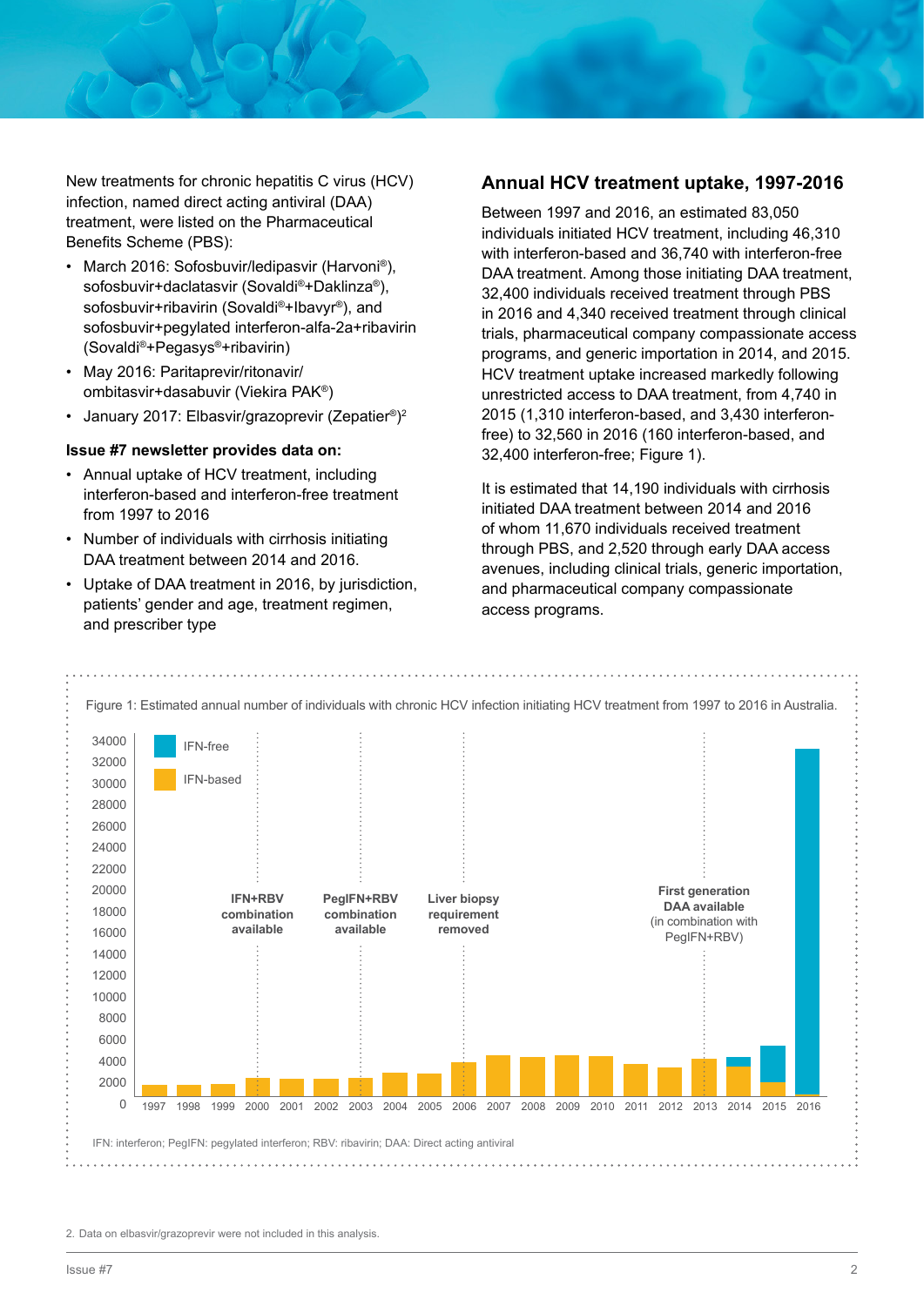New treatments for chronic hepatitis C virus (HCV) infection, named direct acting antiviral (DAA) treatment, were listed on the Pharmaceutical Benefits Scheme (PBS):

- March 2016: Sofosbuvir/ledipasvir (Harvoni®), sofosbuvir+daclatasvir (Sovaldi®+Daklinza®), sofosbuvir+ribavirin (Sovaldi®+Ibavyr®), and sofosbuvir+pegylated interferon-alfa-2a+ribavirin (Sovaldi®+Pegasys®+ribavirin)
- May 2016: Paritaprevir/ritonavir/ombitasvir+dasabuvir (Viekira PAK®)
- January 2017: Elbasvir/grazoprevir (Zepatier®)[2]

**Issue #7 newsletter provides data on:**

- Annual uptake of HCV treatment, including interferon-based and interferon-free treatment from 1997 to 2016
- Number of individuals with cirrhosis initiating DAA treatment between 2014 and 2016.
- Uptake of DAA treatment in 2016, by jurisdiction, patients' gender and age, treatment regimen, and prescriber type

## Annual HCV treatment uptake, 1997-2016

Between 1997 and 2016, an estimated 83,050 individuals initiated HCV treatment, including 46,310 with interferon-based and 36,740 with interferon-free DAA treatment. Among those initiating DAA treatment, 32,400 individuals received treatment through PBS in 2016 and 4,340 received treatment through clinical trials, pharmaceutical company compassionate access programs, and generic importation in 2014, and 2015. HCV treatment uptake increased markedly following unrestricted access to DAA treatment, from 4,740 in 2015 (1,310 interferon-based, and 3,430 interferon-free) to 32,560 in 2016 (160 interferon-based, and 32,400 interferon-free; Figure 1).

It is estimated that 14,190 individuals with cirrhosis initiated DAA treatment between 2014 and 2016 of whom 11,670 individuals received treatment through PBS, and 2,520 through early DAA access avenues, including clinical trials, generic importation, and pharmaceutical company compassionate access programs.

Figure 1: Estimated annual number of individuals with chronic HCV infection initiating HCV treatment from 1997 to 2016 in Australia.

IFN: interferon; PegIFN: pegylated interferon; RBV: ribavirin; DAA: Direct acting antiviral

2. Data on elbasvir/grazoprevir were not included in this analysis.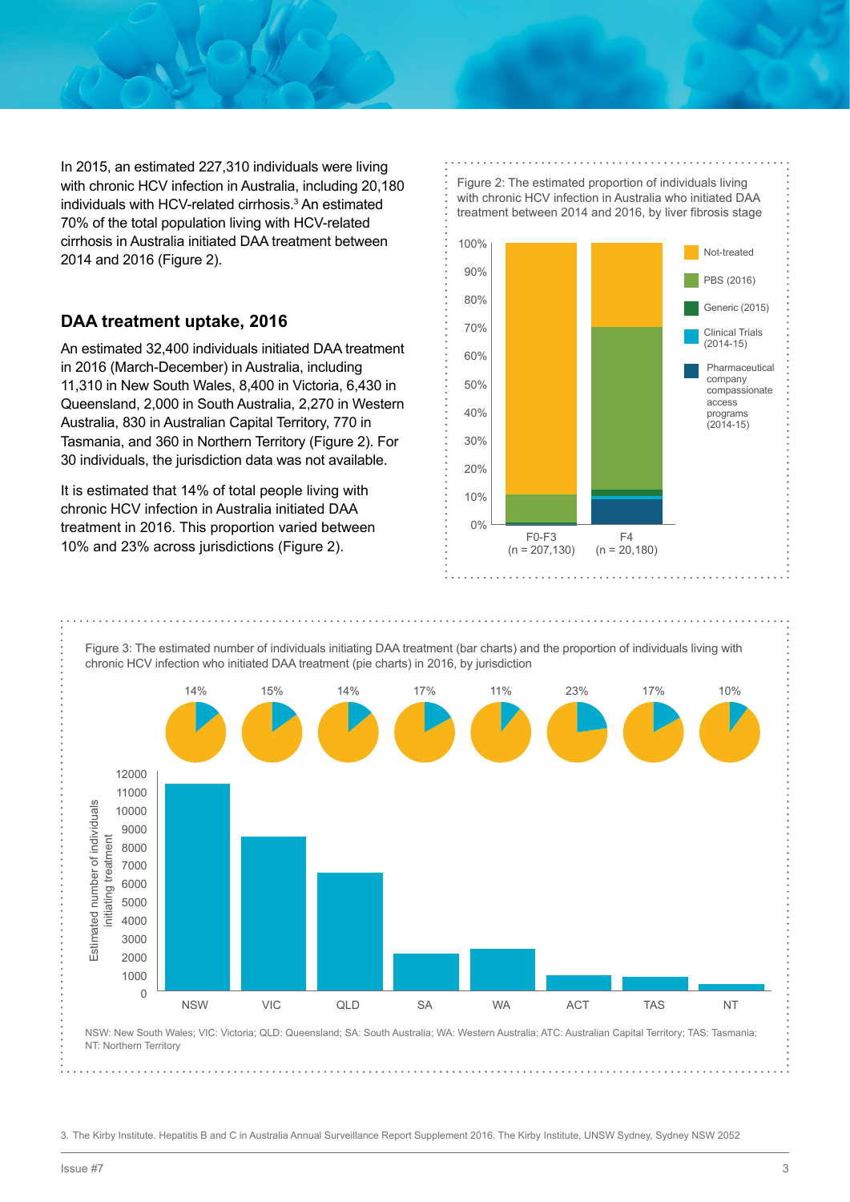In 2015, an estimated 227,310 individuals were living with chronic HCV infection in Australia, including 20,180 individuals with HCV-related cirrhosis.[3] An estimated 70% of the total population living with HCV-related cirrhosis in Australia initiated DAA treatment between 2014 and 2016 (Figure 2).

## DAA treatment uptake, 2016

An estimated 32,400 individuals initiated DAA treatment in 2016 (March-December) in Australia, including 11,310 in New South Wales, 8,400 in Victoria, 6,430 in Queensland, 2,000 in South Australia, 2,270 in Western Australia, 830 in Australian Capital Territory, 770 in Tasmania, and 360 in Northern Territory (Figure 2). For 30 individuals, the jurisdiction data was not available.

It is estimated that 14% of total people living with chronic HCV infection in Australia initiated DAA treatment in 2016. This proportion varied between 10% and 23% across jurisdictions (Figure 2).

Figure 2: The estimated proportion of individuals living with chronic HCV infection in Australia who initiated DAA treatment between 2014 and 2016, by liver fibrosis stage

Figure 3: The estimated number of individuals initiating DAA treatment (bar charts) and the proportion of individuals living with chronic HCV infection who initiated DAA treatment (pie charts) in 2016, by jurisdiction

NSW: New South Wales; VIC: Victoria; QLD: Queensland; SA: South Australia; WA: Western Australia; ATC: Australian Capital Territory; TAS: Tasmania; NT: Northern Territory

3. The Kirby Institute. Hepatitis B and C in Australia Annual Surveillance Report Supplement 2016. The Kirby Institute, UNSW Sydney, Sydney NSW 2052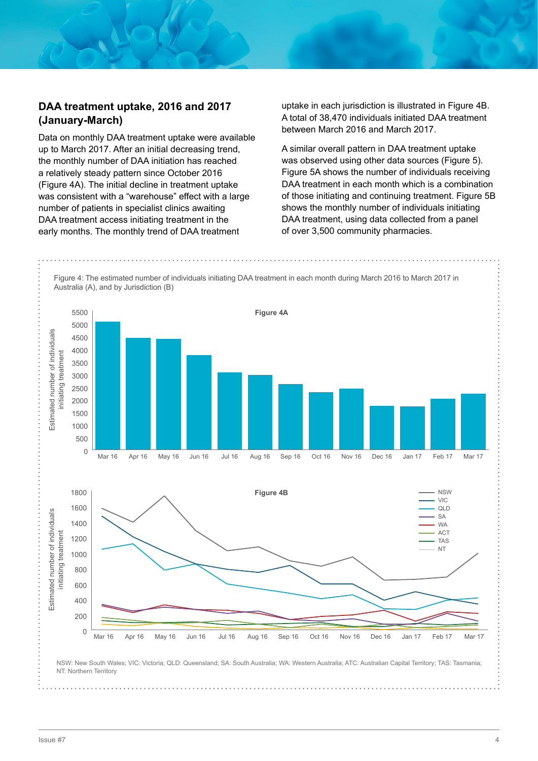## DAA treatment uptake, 2016 and 2017 (January-March)

Data on monthly DAA treatment uptake were available up to March 2017. After an initial decreasing trend, the monthly number of DAA initiation has reached a relatively steady pattern since October 2016 (Figure 4A). The initial decline in treatment uptake was consistent with a "warehouse" effect with a large number of patients in specialist clinics awaiting DAA treatment access initiating treatment in the early months. The monthly trend of DAA treatment uptake in each jurisdiction is illustrated in Figure 4B. A total of 38,470 individuals initiated DAA treatment between March 2016 and March 2017.

A similar overall pattern in DAA treatment uptake was observed using other data sources (Figure 5). Figure 5A shows the number of individuals receiving DAA treatment in each month which is a combination of those initiating and continuing treatment. Figure 5B shows the monthly number of individuals initiating DAA treatment, using data collected from a panel of over 3,500 community pharmacies.

Figure 4: The estimated number of individuals initiating DAA treatment in each month during March 2016 to March 2017 in Australia (A), and by Jurisdiction (B)

NSW: New South Wales; VIC: Victoria; QLD: Queensland; SA: South Australia; WA: Western Australia; ATC: Australian Capital Territory; TAS: Tasmania; NT: Northern Territory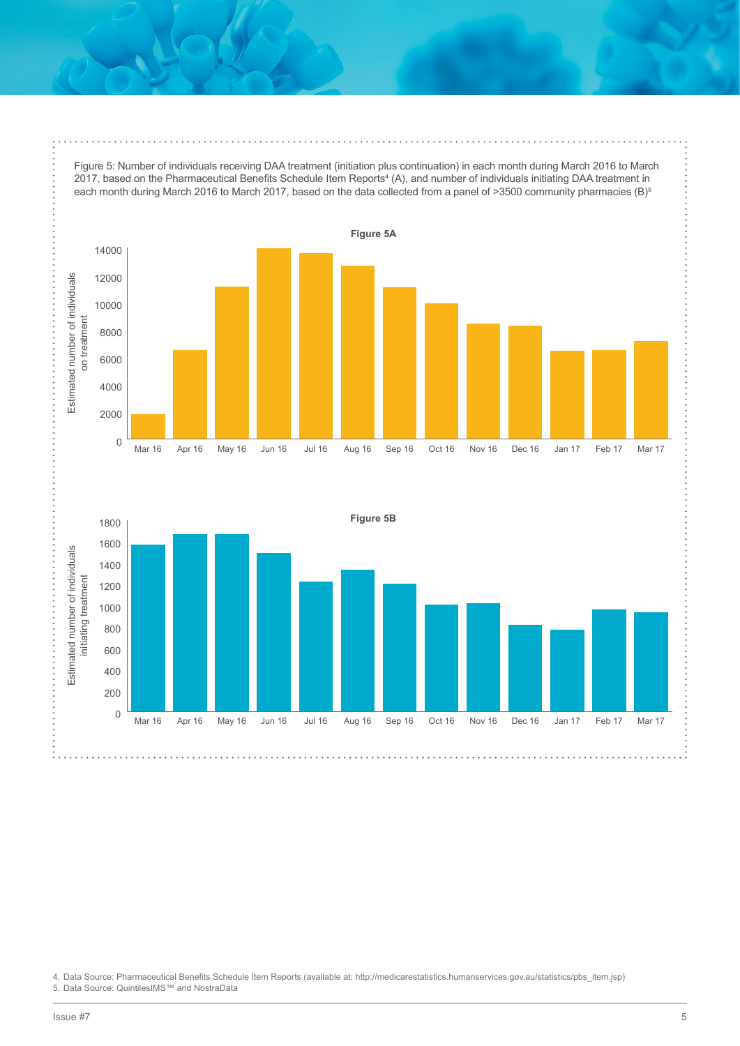Figure 5: Number of individuals receiving DAA treatment (initiation plus continuation) in each month during March 2016 to March 2017, based on the Pharmaceutical Benefits Schedule Item Reports[4] (A), and number of individuals initiating DAA treatment in each month during March 2016 to March 2017, based on the data collected from a panel of >3500 community pharmacies (B)[5]

**Figure 5A**

**Figure 5B**

4. Data Source: Pharmaceutical Benefits Schedule Item Reports (available at: http://medicarestatistics.humanservices.gov.au/statistics/pbs_item.jsp)
5. Data Source: QuintilesIMS™ and NostraData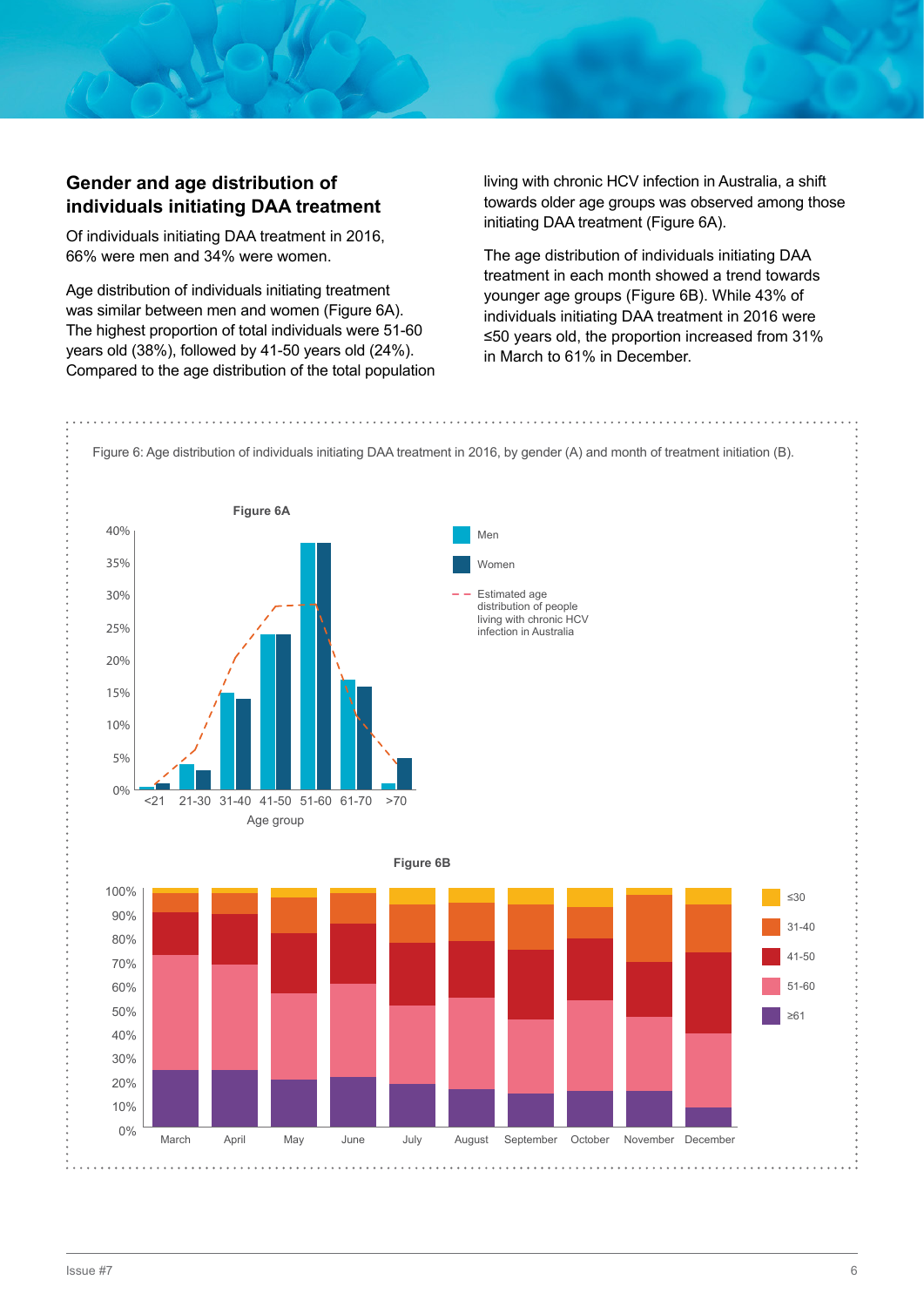## Gender and age distribution of individuals initiating DAA treatment

Of individuals initiating DAA treatment in 2016, 66% were men and 34% were women.

Age distribution of individuals initiating treatment was similar between men and women (Figure 6A). The highest proportion of total individuals were 51-60 years old (38%), followed by 41-50 years old (24%). Compared to the age distribution of the total population living with chronic HCV infection in Australia, a shift towards older age groups was observed among those initiating DAA treatment (Figure 6A).

The age distribution of individuals initiating DAA treatment in each month showed a trend towards younger age groups (Figure 6B). While 43% of individuals initiating DAA treatment in 2016 were ≤50 years old, the proportion increased from 31% in March to 61% in December.

Figure 6: Age distribution of individuals initiating DAA treatment in 2016, by gender (A) and month of treatment initiation (B).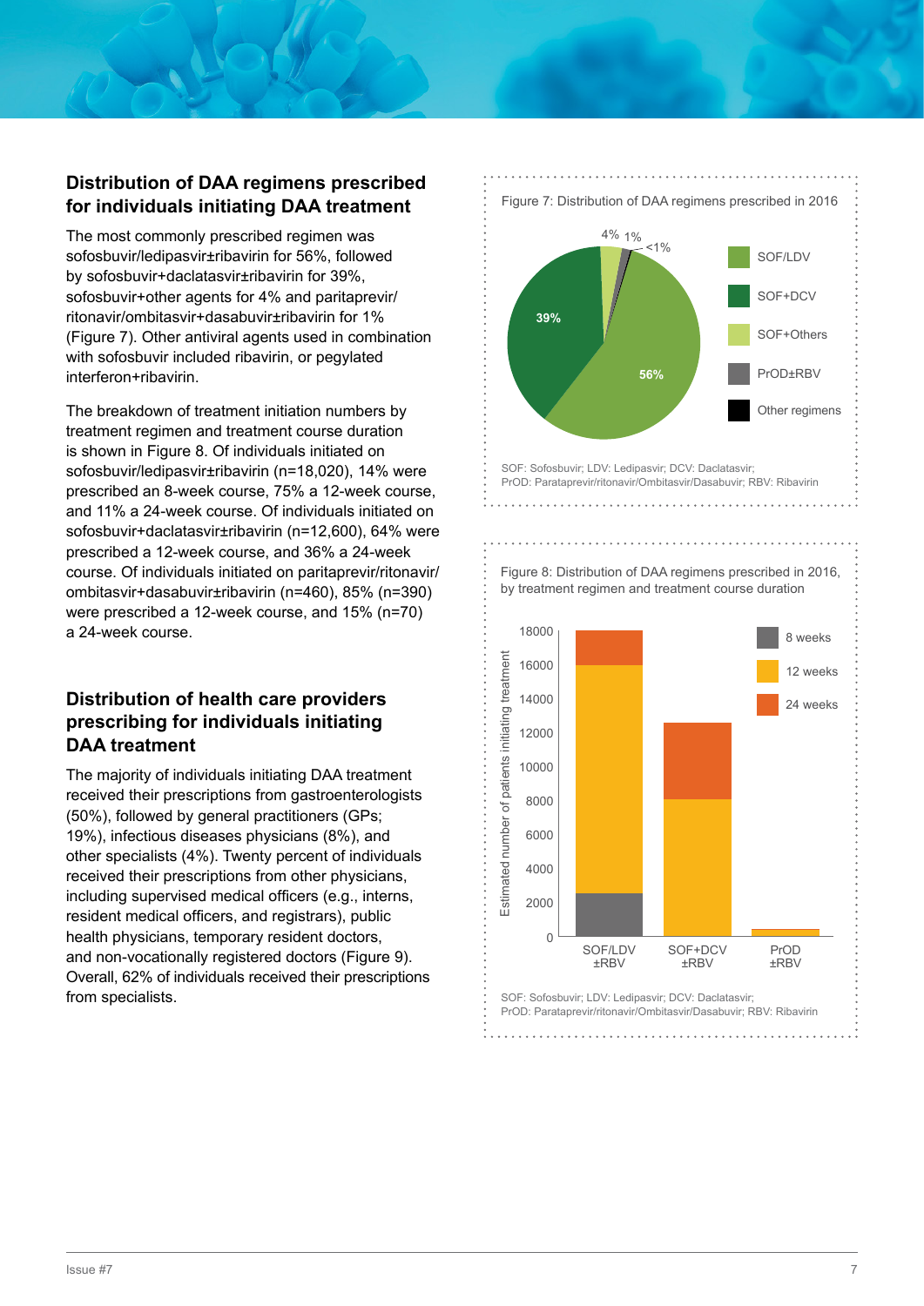## Distribution of DAA regimens prescribed for individuals initiating DAA treatment

The most commonly prescribed regimen was sofosbuvir/ledipasvir±ribavirin for 56%, followed by sofosbuvir+daclatasvir±ribavirin for 39%, sofosbuvir+other agents for 4% and paritaprevir/ritonavir/ombitasvir+dasabuvir±ribavirin for 1% (Figure 7). Other antiviral agents used in combination with sofosbuvir included ribavirin, or pegylated interferon+ribavirin.

The breakdown of treatment initiation numbers by treatment regimen and treatment course duration is shown in Figure 8. Of individuals initiated on sofosbuvir/ledipasvir±ribavirin (n=18,020), 14% were prescribed an 8-week course, 75% a 12-week course, and 11% a 24-week course. Of individuals initiated on sofosbuvir+daclatasvir±ribavirin (n=12,600), 64% were prescribed a 12-week course, and 36% a 24-week course. Of individuals initiated on paritaprevir/ritonavir/ombitasvir+dasabuvir±ribavirin (n=460), 85% (n=390) were prescribed a 12-week course, and 15% (n=70) a 24-week course.

## Distribution of health care providers prescribing for individuals initiating DAA treatment

The majority of individuals initiating DAA treatment received their prescriptions from gastroenterologists (50%), followed by general practitioners (GPs; 19%), infectious diseases physicians (8%), and other specialists (4%). Twenty percent of individuals received their prescriptions from other physicians, including supervised medical officers (e.g., interns, resident medical officers, and registrars), public health physicians, temporary resident doctors, and non-vocationally registered doctors (Figure 9). Overall, 62% of individuals received their prescriptions from specialists.

Figure 7: Distribution of DAA regimens prescribed in 2016

| Regimen | Percentage |
|---|---|
| SOF/LDV | 56% |
| SOF+DCV | 39% |
| SOF+Others | 4% |
| PrOD±RBV | 1% |
| Other regimens | <1% |

SOF: Sofosbuvir; LDV: Ledipasvir; DCV: Daclatasvir;
PrOD: Paritaprevir/ritonavir/Ombitasvir/Dasabuvir; RBV: Ribavirin

Figure 8: Distribution of DAA regimens prescribed in 2016, by treatment regimen and treatment course duration

Estimated number of patients initiating treatment (0–18000), by SOF/LDV ±RBV, SOF+DCV ±RBV, PrOD ±RBV; legend: 8 weeks, 12 weeks, 24 weeks

SOF: Sofosbuvir; LDV: Ledipasvir; DCV: Daclatasvir;
PrOD: Paritaprevir/ritonavir/Ombitasvir/Dasabuvir; RBV: Ribavirin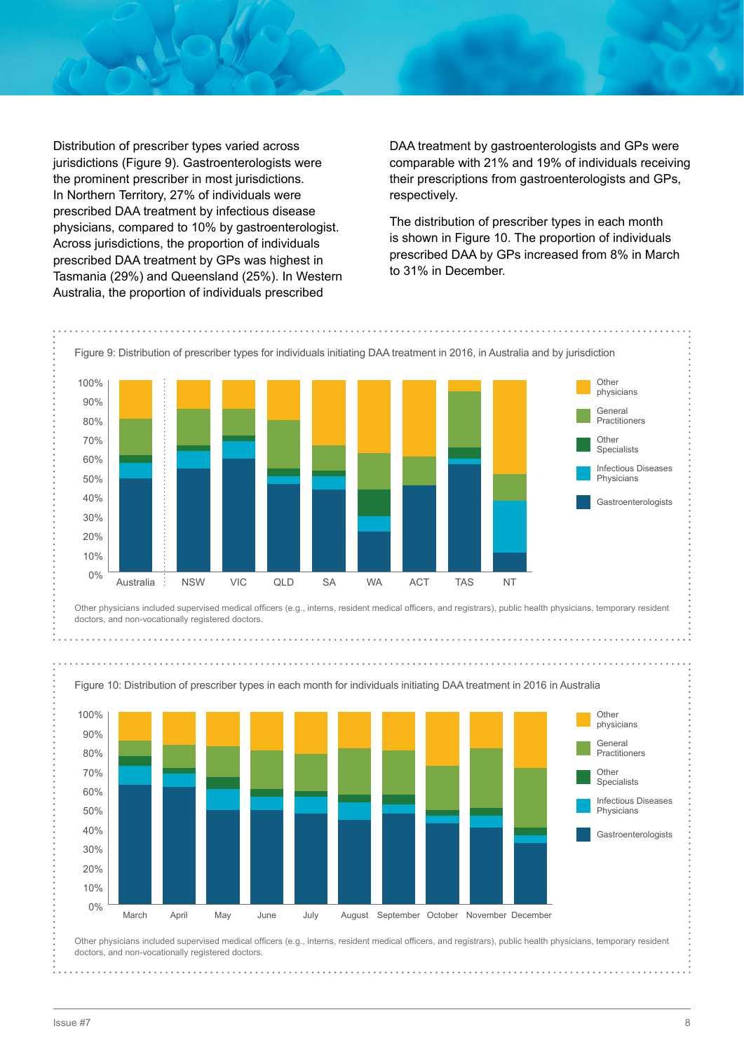Distribution of prescriber types varied across jurisdictions (Figure 9). Gastroenterologists were the prominent prescriber in most jurisdictions. In Northern Territory, 27% of individuals were prescribed DAA treatment by infectious disease physicians, compared to 10% by gastroenterologist. Across jurisdictions, the proportion of individuals prescribed DAA treatment by GPs was highest in Tasmania (29%) and Queensland (25%). In Western Australia, the proportion of individuals prescribed DAA treatment by gastroenterologists and GPs were comparable with 21% and 19% of individuals receiving their prescriptions from gastroenterologists and GPs, respectively.

The distribution of prescriber types in each month is shown in Figure 10. The proportion of individuals prescribed DAA by GPs increased from 8% in March to 31% in December.

Figure 9: Distribution of prescriber types for individuals initiating DAA treatment in 2016, in Australia and by jurisdiction

Other physicians included supervised medical officers (e.g., interns, resident medical officers, and registrars), public health physicians, temporary resident doctors, and non-vocationally registered doctors.

Figure 10: Distribution of prescriber types in each month for individuals initiating DAA treatment in 2016 in Australia

Other physicians included supervised medical officers (e.g., interns, resident medical officers, and registrars), public health physicians, temporary resident doctors, and non-vocationally registered doctors.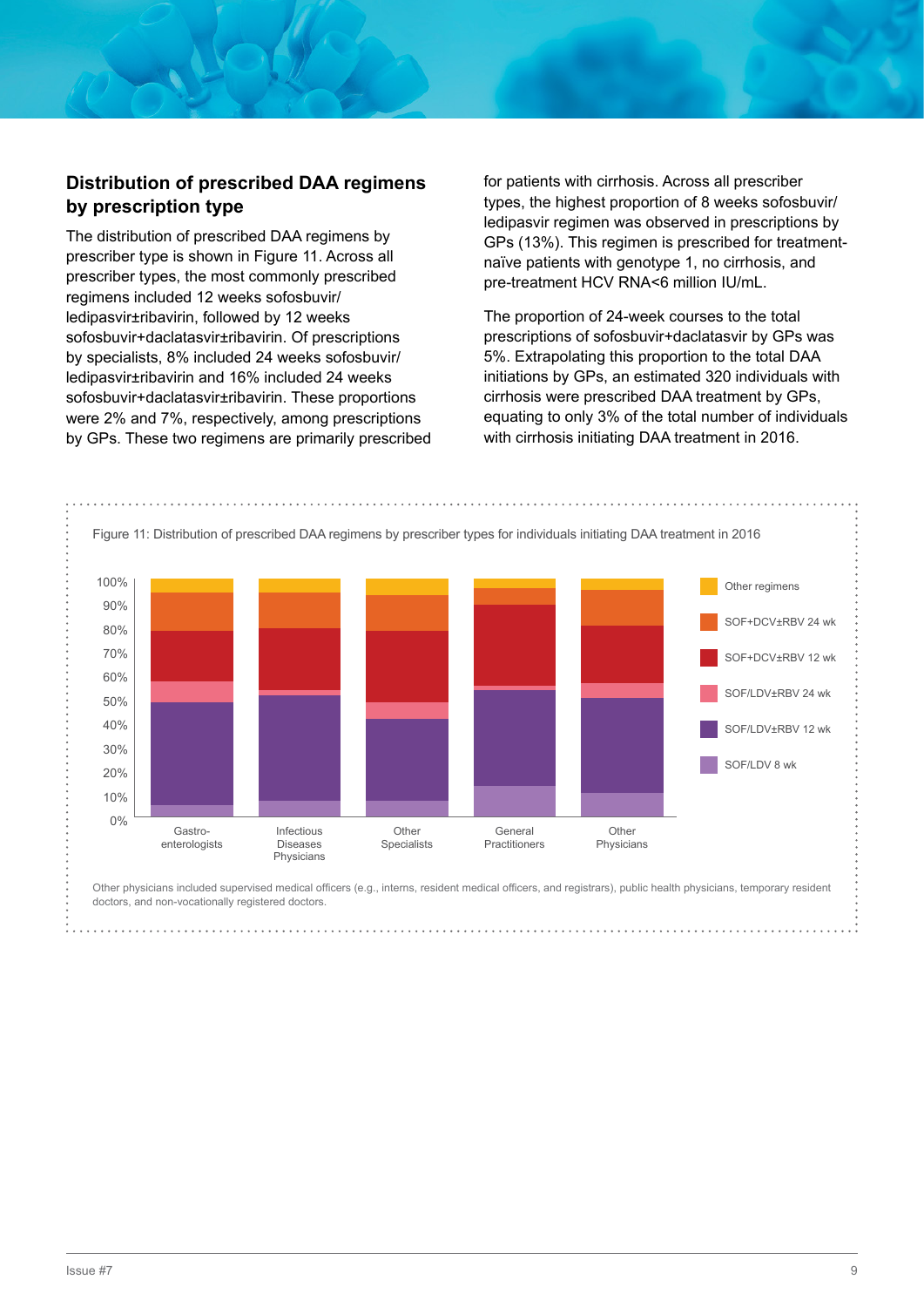## Distribution of prescribed DAA regimens by prescription type

The distribution of prescribed DAA regimens by prescriber type is shown in Figure 11. Across all prescriber types, the most commonly prescribed regimens included 12 weeks sofosbuvir/ledipasvir±ribavirin, followed by 12 weeks sofosbuvir+daclatasvir±ribavirin. Of prescriptions by specialists, 8% included 24 weeks sofosbuvir/ledipasvir±ribavirin and 16% included 24 weeks sofosbuvir+daclatasvir±ribavirin. These proportions were 2% and 7%, respectively, among prescriptions by GPs. These two regimens are primarily prescribed for patients with cirrhosis. Across all prescriber types, the highest proportion of 8 weeks sofosbuvir/ledipasvir regimen was observed in prescriptions by GPs (13%). This regimen is prescribed for treatment-naïve patients with genotype 1, no cirrhosis, and pre-treatment HCV RNA<6 million IU/mL.

The proportion of 24-week courses to the total prescriptions of sofosbuvir+daclatasvir by GPs was 5%. Extrapolating this proportion to the total DAA initiations by GPs, an estimated 320 individuals with cirrhosis were prescribed DAA treatment by GPs, equating to only 3% of the total number of individuals with cirrhosis initiating DAA treatment in 2016.

Figure 11: Distribution of prescribed DAA regimens by prescriber types for individuals initiating DAA treatment in 2016

Legend: Other regimens; SOF+DCV±RBV 24 wk; SOF+DCV±RBV 12 wk; SOF/LDV±RBV 24 wk; SOF/LDV±RBV 12 wk; SOF/LDV 8 wk

Prescriber types: Gastro-enterologists; Infectious Diseases Physicians; Other Specialists; General Practitioners; Other Physicians

Other physicians included supervised medical officers (e.g., interns, resident medical officers, and registrars), public health physicians, temporary resident doctors, and non-vocationally registered doctors.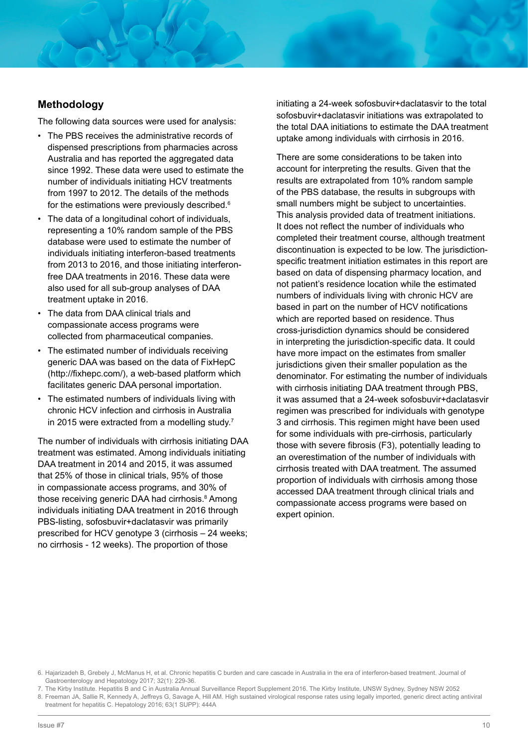## Methodology

The following data sources were used for analysis:

- The PBS receives the administrative records of dispensed prescriptions from pharmacies across Australia and has reported the aggregated data since 1992. These data were used to estimate the number of individuals initiating HCV treatments from 1997 to 2012. The details of the methods for the estimations were previously described.[6]
- The data of a longitudinal cohort of individuals, representing a 10% random sample of the PBS database were used to estimate the number of individuals initiating interferon-based treatments from 2013 to 2016, and those initiating interferon-free DAA treatments in 2016. These data were also used for all sub-group analyses of DAA treatment uptake in 2016.
- The data from DAA clinical trials and compassionate access programs were collected from pharmaceutical companies.
- The estimated number of individuals receiving generic DAA was based on the data of FixHepC (http://fixhepc.com/), a web-based platform which facilitates generic DAA personal importation.
- The estimated numbers of individuals living with chronic HCV infection and cirrhosis in Australia in 2015 were extracted from a modelling study.[7]

The number of individuals with cirrhosis initiating DAA treatment was estimated. Among individuals initiating DAA treatment in 2014 and 2015, it was assumed that 25% of those in clinical trials, 95% of those in compassionate access programs, and 30% of those receiving generic DAA had cirrhosis.[8] Among individuals initiating DAA treatment in 2016 through PBS-listing, sofosbuvir+daclatasvir was primarily prescribed for HCV genotype 3 (cirrhosis – 24 weeks; no cirrhosis - 12 weeks). The proportion of those initiating a 24-week sofosbuvir+daclatasvir to the total sofosbuvir+daclatasvir initiations was extrapolated to the total DAA initiations to estimate the DAA treatment uptake among individuals with cirrhosis in 2016.

There are some considerations to be taken into account for interpreting the results. Given that the results are extrapolated from 10% random sample of the PBS database, the results in subgroups with small numbers might be subject to uncertainties. This analysis provided data of treatment initiations. It does not reflect the number of individuals who completed their treatment course, although treatment discontinuation is expected to be low. The jurisdiction-specific treatment initiation estimates in this report are based on data of dispensing pharmacy location, and not patient's residence location while the estimated numbers of individuals living with chronic HCV are based in part on the number of HCV notifications which are reported based on residence. Thus cross-jurisdiction dynamics should be considered in interpreting the jurisdiction-specific data. It could have more impact on the estimates from smaller jurisdictions given their smaller population as the denominator. For estimating the number of individuals with cirrhosis initiating DAA treatment through PBS, it was assumed that a 24-week sofosbuvir+daclatasvir regimen was prescribed for individuals with genotype 3 and cirrhosis. This regimen might have been used for some individuals with pre-cirrhosis, particularly those with severe fibrosis (F3), potentially leading to an overestimation of the number of individuals with cirrhosis treated with DAA treatment. The assumed proportion of individuals with cirrhosis among those accessed DAA treatment through clinical trials and compassionate access programs were based on expert opinion.

6. Hajarizadeh B, Grebely J, McManus H, et al. Chronic hepatitis C burden and care cascade in Australia in the era of interferon-based treatment. Journal of Gastroenterology and Hepatology 2017; 32(1): 229-36.
7. The Kirby Institute. Hepatitis B and C in Australia Annual Surveillance Report Supplement 2016. The Kirby Institute, UNSW Sydney, Sydney NSW 2052
8. Freeman JA, Sallie R, Kennedy A, Jeffreys G, Savage A, Hill AM. High sustained virological response rates using legally imported, generic direct acting antiviral treatment for hepatitis C. Hepatology 2016; 63(1 SUPP): 444A